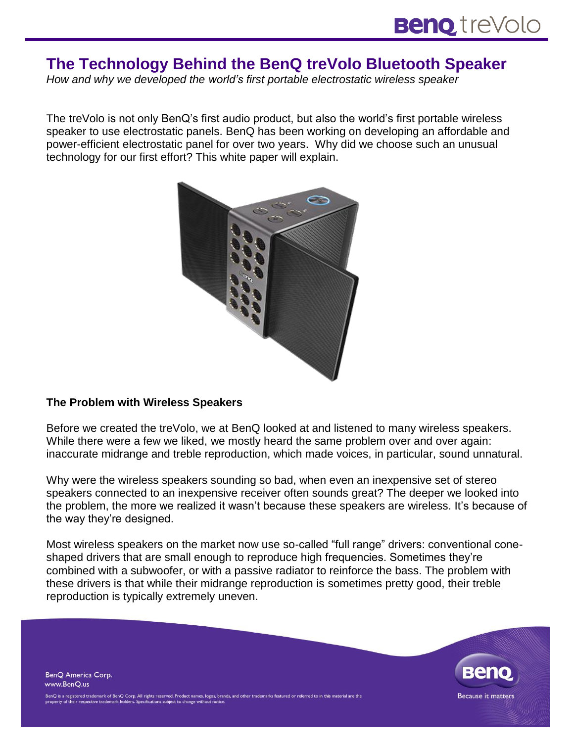# The Technology Behind the BenQ treVolo Bluetooth Speaker

*How and why we developed the world's first portable electrostatic wireless speaker*

The treVolo is not only BenQ's first audio product, but also the world's first portable wireless speaker to use electrostatic panels. BenQ has been working on developing an affordable and power-efficient electrostatic panel for over two years. Why did we choose such an unusual technology for our first effort? This white paper will explain.

## The Problem with Wireless Speakers

Before we created the treVolo, we at BenQ looked at and listened to many wireless speakers. While there were a few we liked, we mostly heard the same problem over and over again: inaccurate midrange and treble reproduction, which made voices, in particular, sound unnatural.

Why were the wireless speakers sounding so bad, when even an inexpensive set of stereo speakers connected to an inexpensive receiver often sounds great? The deeper we looked into the problem, the more we realized it wasn't because these speakers are wireless. It's because of the way they're designed.

Most wireless speakers on the market now use so-called "full range" drivers: conventional cone-shaped drivers that are small enough to reproduce high frequencies. Sometimes they're combined with a subwoofer, or with a passive radiator to reinforce the bass. The problem with these drivers is that while their midrange reproduction is sometimes pretty good, their treble reproduction is typically extremely uneven.

BenQ America Corp.
www.BenQ.us

BenQ is a registered trademark of BenQ Corp. All rights reserved. Product names, logos, brands, and other trademarks featured or referred to in this material are the property of their respective trademark holders. Specifications subject to change without notice.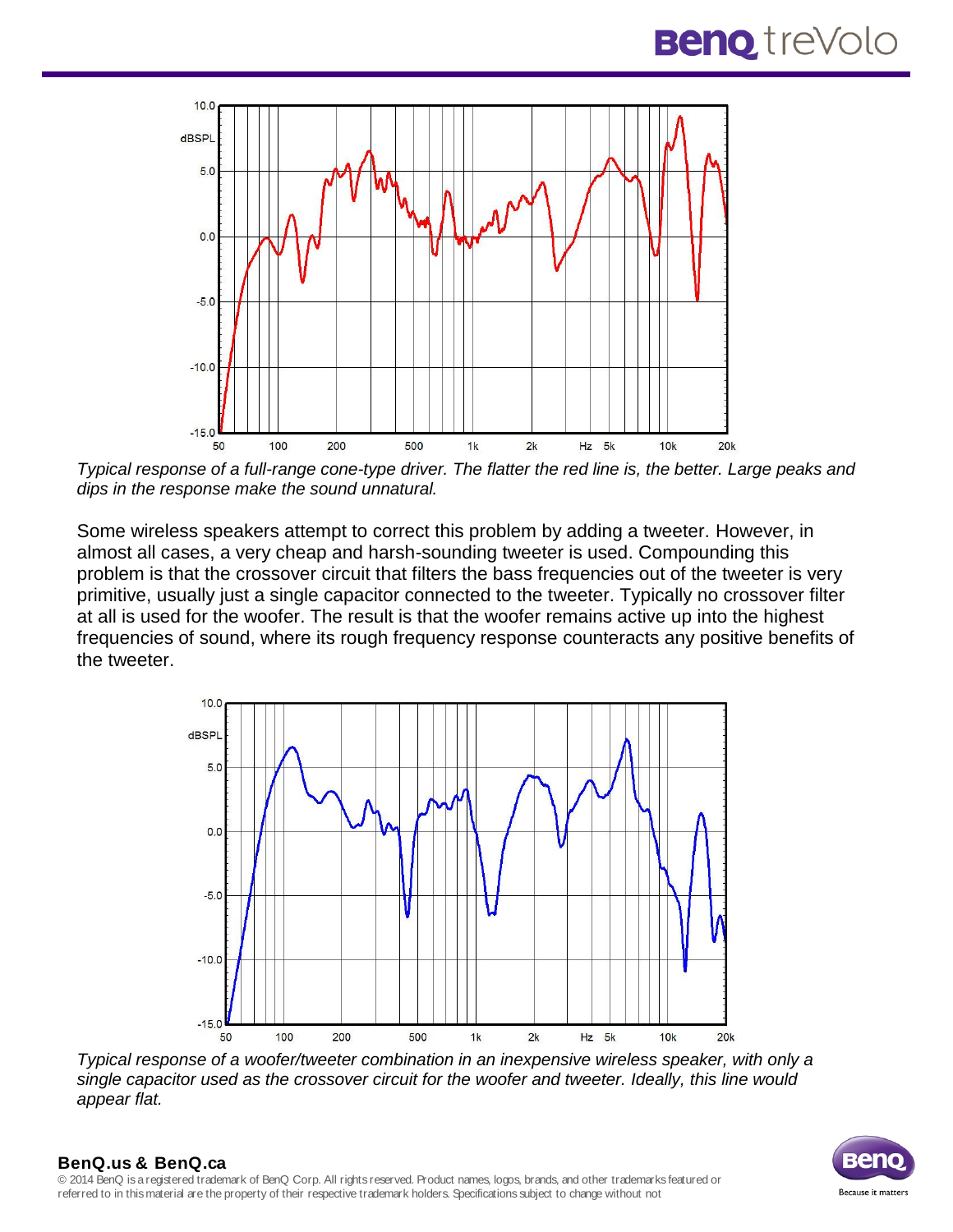*Typical response of a full-range cone-type driver. The flatter the red line is, the better. Large peaks and dips in the response make the sound unnatural.*

Some wireless speakers attempt to correct this problem by adding a tweeter. However, in almost all cases, a very cheap and harsh-sounding tweeter is used. Compounding this problem is that the crossover circuit that filters the bass frequencies out of the tweeter is very primitive, usually just a single capacitor connected to the tweeter. Typically no crossover filter at all is used for the woofer. The result is that the woofer remains active up into the highest frequencies of sound, where its rough frequency response counteracts any positive benefits of the tweeter.

*Typical response of a woofer/tweeter combination in an inexpensive wireless speaker, with only a single capacitor used as the crossover circuit for the woofer and tweeter. Ideally, this line would appear flat.*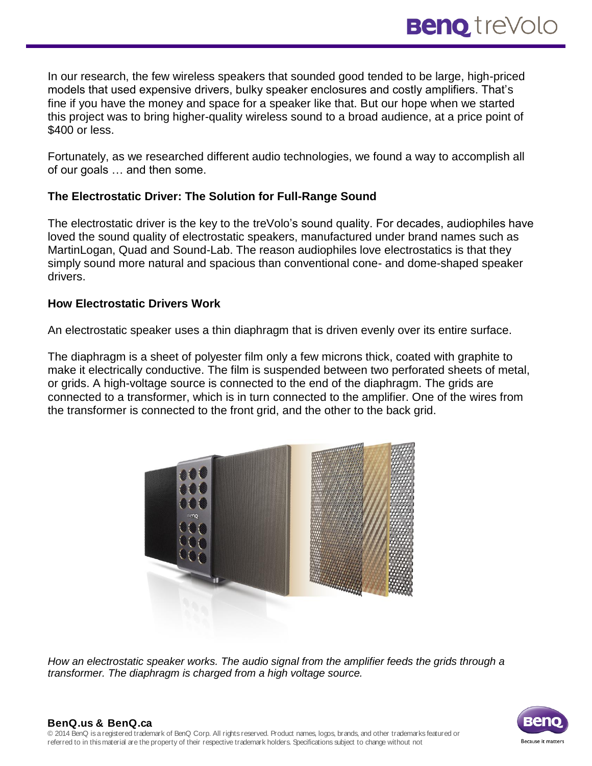In our research, the few wireless speakers that sounded good tended to be large, high-priced models that used expensive drivers, bulky speaker enclosures and costly amplifiers. That's fine if you have the money and space for a speaker like that. But our hope when we started this project was to bring higher-quality wireless sound to a broad audience, at a price point of $400 or less.

Fortunately, as we researched different audio technologies, we found a way to accomplish all of our goals … and then some.

### The Electrostatic Driver: The Solution for Full-Range Sound

The electrostatic driver is the key to the treVolo's sound quality. For decades, audiophiles have loved the sound quality of electrostatic speakers, manufactured under brand names such as MartinLogan, Quad and Sound-Lab. The reason audiophiles love electrostatics is that they simply sound more natural and spacious than conventional cone- and dome-shaped speaker drivers.

### How Electrostatic Drivers Work

An electrostatic speaker uses a thin diaphragm that is driven evenly over its entire surface.

The diaphragm is a sheet of polyester film only a few microns thick, coated with graphite to make it electrically conductive. The film is suspended between two perforated sheets of metal, or grids. A high-voltage source is connected to the end of the diaphragm. The grids are connected to a transformer, which is in turn connected to the amplifier. One of the wires from the transformer is connected to the front grid, and the other to the back grid.

*How an electrostatic speaker works. The audio signal from the amplifier feeds the grids through a transformer. The diaphragm is charged from a high voltage source.*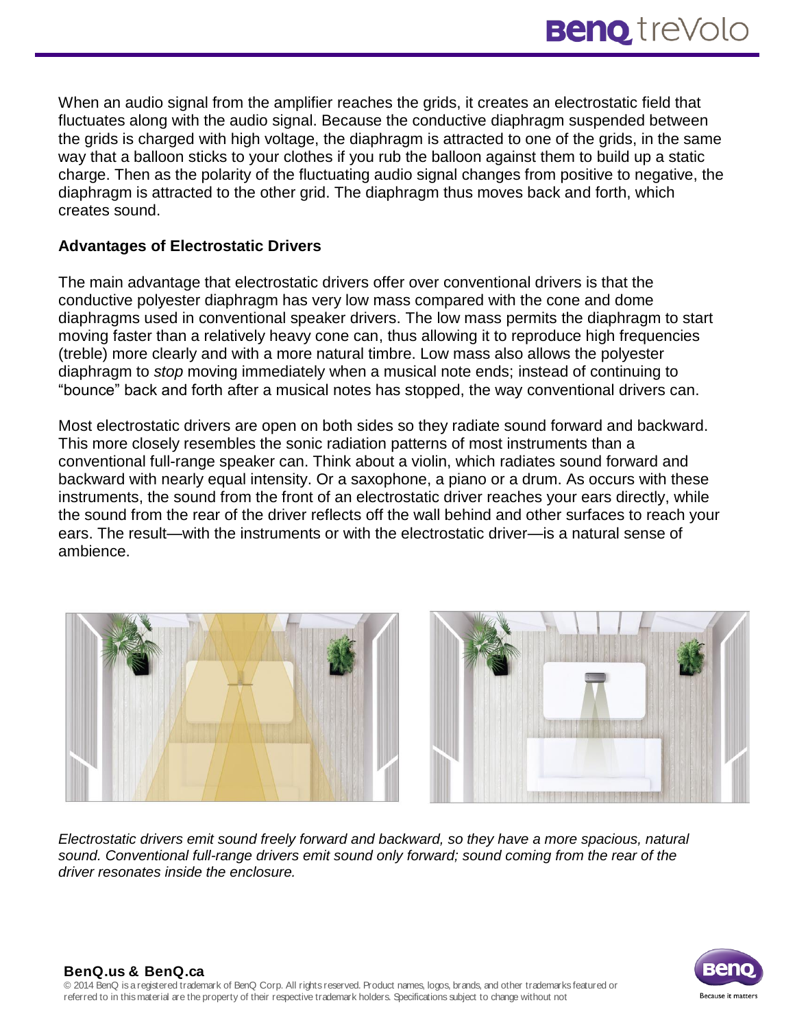When an audio signal from the amplifier reaches the grids, it creates an electrostatic field that fluctuates along with the audio signal. Because the conductive diaphragm suspended between the grids is charged with high voltage, the diaphragm is attracted to one of the grids, in the same way that a balloon sticks to your clothes if you rub the balloon against them to build up a static charge. Then as the polarity of the fluctuating audio signal changes from positive to negative, the diaphragm is attracted to the other grid. The diaphragm thus moves back and forth, which creates sound.

**Advantages of Electrostatic Drivers**

The main advantage that electrostatic drivers offer over conventional drivers is that the conductive polyester diaphragm has very low mass compared with the cone and dome diaphragms used in conventional speaker drivers. The low mass permits the diaphragm to start moving faster than a relatively heavy cone can, thus allowing it to reproduce high frequencies (treble) more clearly and with a more natural timbre. Low mass also allows the polyester diaphragm to *stop* moving immediately when a musical note ends; instead of continuing to "bounce" back and forth after a musical notes has stopped, the way conventional drivers can.

Most electrostatic drivers are open on both sides so they radiate sound forward and backward. This more closely resembles the sonic radiation patterns of most instruments than a conventional full-range speaker can. Think about a violin, which radiates sound forward and backward with nearly equal intensity. Or a saxophone, a piano or a drum. As occurs with these instruments, the sound from the front of an electrostatic driver reaches your ears directly, while the sound from the rear of the driver reflects off the wall behind and other surfaces to reach your ears. The result—with the instruments or with the electrostatic driver—is a natural sense of ambience.

*Electrostatic drivers emit sound freely forward and backward, so they have a more spacious, natural sound. Conventional full-range drivers emit sound only forward; sound coming from the rear of the driver resonates inside the enclosure.*

**BenQ.us & BenQ.ca**

© 2014 BenQ is a registered trademark of BenQ Corp. All rights reserved. Product names, logos, brands, and other trademarks featured or referred to in this material are the property of their respective trademark holders. Specifications subject to change without not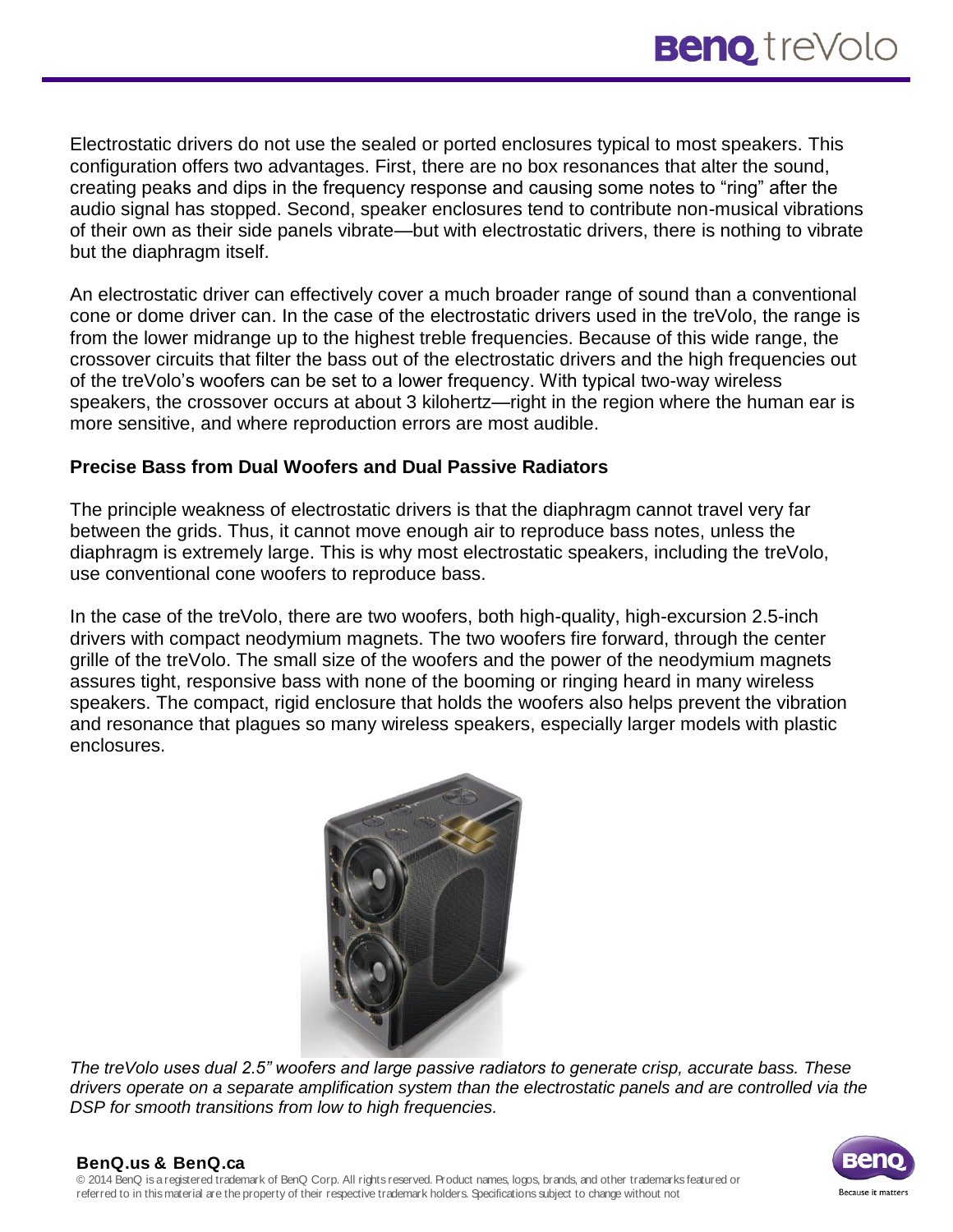Electrostatic drivers do not use the sealed or ported enclosures typical to most speakers. This configuration offers two advantages. First, there are no box resonances that alter the sound, creating peaks and dips in the frequency response and causing some notes to "ring" after the audio signal has stopped. Second, speaker enclosures tend to contribute non-musical vibrations of their own as their side panels vibrate—but with electrostatic drivers, there is nothing to vibrate but the diaphragm itself.

An electrostatic driver can effectively cover a much broader range of sound than a conventional cone or dome driver can. In the case of the electrostatic drivers used in the treVolo, the range is from the lower midrange up to the highest treble frequencies. Because of this wide range, the crossover circuits that filter the bass out of the electrostatic drivers and the high frequencies out of the treVolo's woofers can be set to a lower frequency. With typical two-way wireless speakers, the crossover occurs at about 3 kilohertz—right in the region where the human ear is more sensitive, and where reproduction errors are most audible.

**Precise Bass from Dual Woofers and Dual Passive Radiators**

The principle weakness of electrostatic drivers is that the diaphragm cannot travel very far between the grids. Thus, it cannot move enough air to reproduce bass notes, unless the diaphragm is extremely large. This is why most electrostatic speakers, including the treVolo, use conventional cone woofers to reproduce bass.

In the case of the treVolo, there are two woofers, both high-quality, high-excursion 2.5-inch drivers with compact neodymium magnets. The two woofers fire forward, through the center grille of the treVolo. The small size of the woofers and the power of the neodymium magnets assures tight, responsive bass with none of the booming or ringing heard in many wireless speakers. The compact, rigid enclosure that holds the woofers also helps prevent the vibration and resonance that plagues so many wireless speakers, especially larger models with plastic enclosures.

*The treVolo uses dual 2.5" woofers and large passive radiators to generate crisp, accurate bass. These drivers operate on a separate amplification system than the electrostatic panels and are controlled via the DSP for smooth transitions from low to high frequencies.*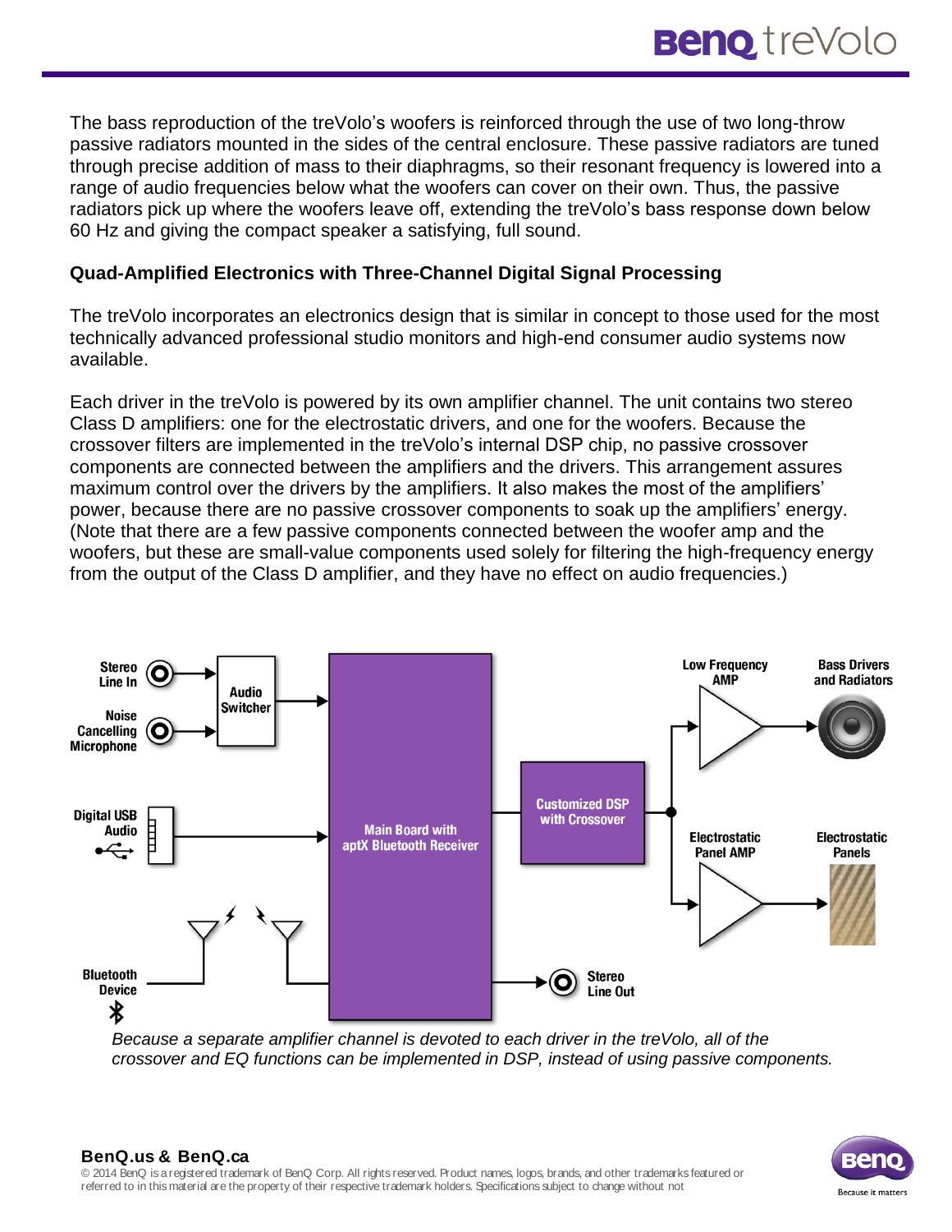The bass reproduction of the treVolo's woofers is reinforced through the use of two long-throw passive radiators mounted in the sides of the central enclosure. These passive radiators are tuned through precise addition of mass to their diaphragms, so their resonant frequency is lowered into a range of audio frequencies below what the woofers can cover on their own. Thus, the passive radiators pick up where the woofers leave off, extending the treVolo's bass response down below 60 Hz and giving the compact speaker a satisfying, full sound.

**Quad-Amplified Electronics with Three-Channel Digital Signal Processing**

The treVolo incorporates an electronics design that is similar in concept to those used for the most technically advanced professional studio monitors and high-end consumer audio systems now available.

Each driver in the treVolo is powered by its own amplifier channel. The unit contains two stereo Class D amplifiers: one for the electrostatic drivers, and one for the woofers. Because the crossover filters are implemented in the treVolo's internal DSP chip, no passive crossover components are connected between the amplifiers and the drivers. This arrangement assures maximum control over the drivers by the amplifiers. It also makes the most of the amplifiers' power, because there are no passive crossover components to soak up the amplifiers' energy. (Note that there are a few passive components connected between the woofer amp and the woofers, but these are small-value components used solely for filtering the high-frequency energy from the output of the Class D amplifier, and they have no effect on audio frequencies.)

*Because a separate amplifier channel is devoted to each driver in the treVolo, all of the crossover and EQ functions can be implemented in DSP, instead of using passive components.*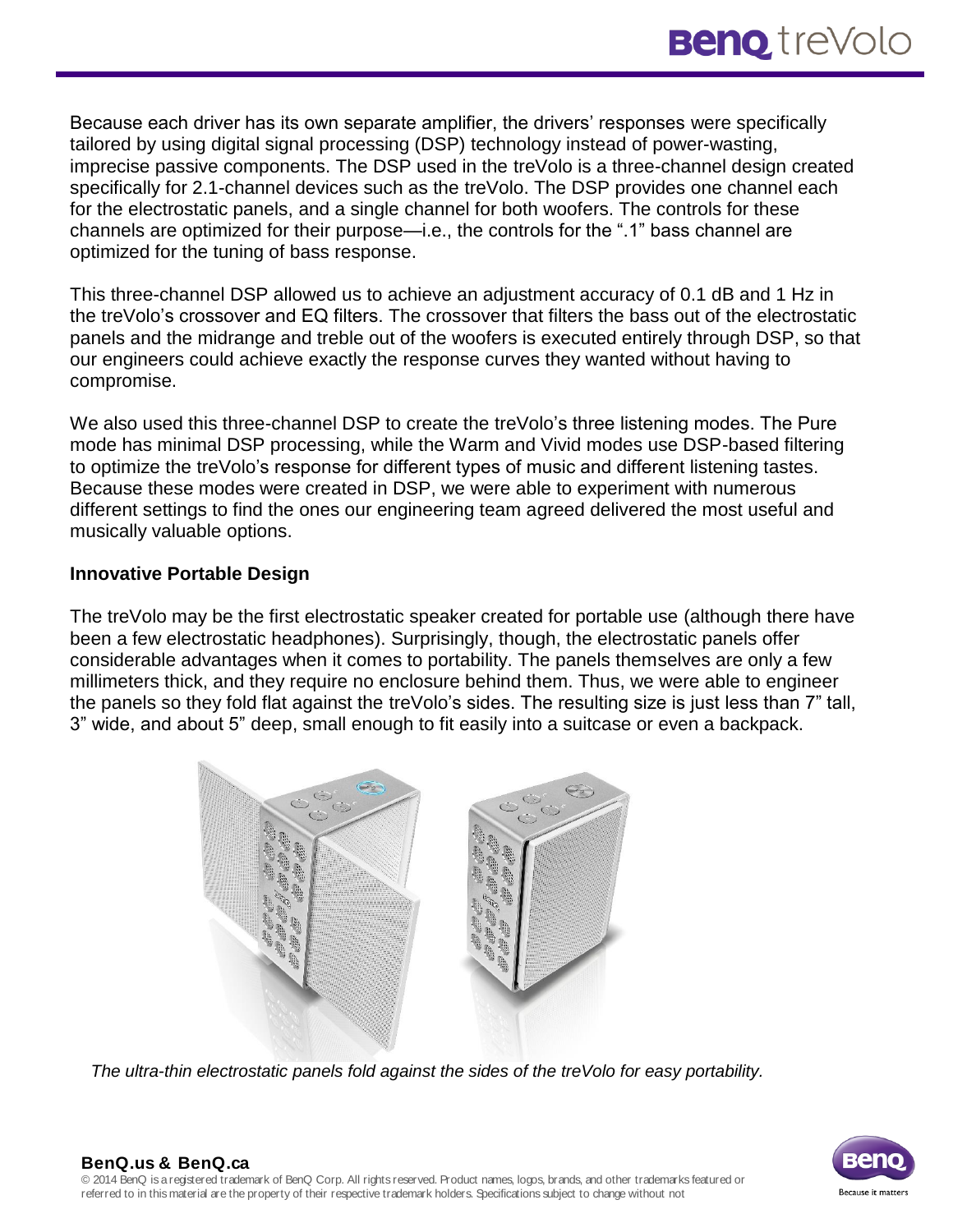Because each driver has its own separate amplifier, the drivers' responses were specifically tailored by using digital signal processing (DSP) technology instead of power-wasting, imprecise passive components. The DSP used in the treVolo is a three-channel design created specifically for 2.1-channel devices such as the treVolo. The DSP provides one channel each for the electrostatic panels, and a single channel for both woofers. The controls for these channels are optimized for their purpose—i.e., the controls for the ".1" bass channel are optimized for the tuning of bass response.

This three-channel DSP allowed us to achieve an adjustment accuracy of 0.1 dB and 1 Hz in the treVolo's crossover and EQ filters. The crossover that filters the bass out of the electrostatic panels and the midrange and treble out of the woofers is executed entirely through DSP, so that our engineers could achieve exactly the response curves they wanted without having to compromise.

We also used this three-channel DSP to create the treVolo's three listening modes. The Pure mode has minimal DSP processing, while the Warm and Vivid modes use DSP-based filtering to optimize the treVolo's response for different types of music and different listening tastes. Because these modes were created in DSP, we were able to experiment with numerous different settings to find the ones our engineering team agreed delivered the most useful and musically valuable options.

**Innovative Portable Design**

The treVolo may be the first electrostatic speaker created for portable use (although there have been a few electrostatic headphones). Surprisingly, though, the electrostatic panels offer considerable advantages when it comes to portability. The panels themselves are only a few millimeters thick, and they require no enclosure behind them. Thus, we were able to engineer the panels so they fold flat against the treVolo's sides. The resulting size is just less than 7" tall, 3" wide, and about 5" deep, small enough to fit easily into a suitcase or even a backpack.

*The ultra-thin electrostatic panels fold against the sides of the treVolo for easy portability.*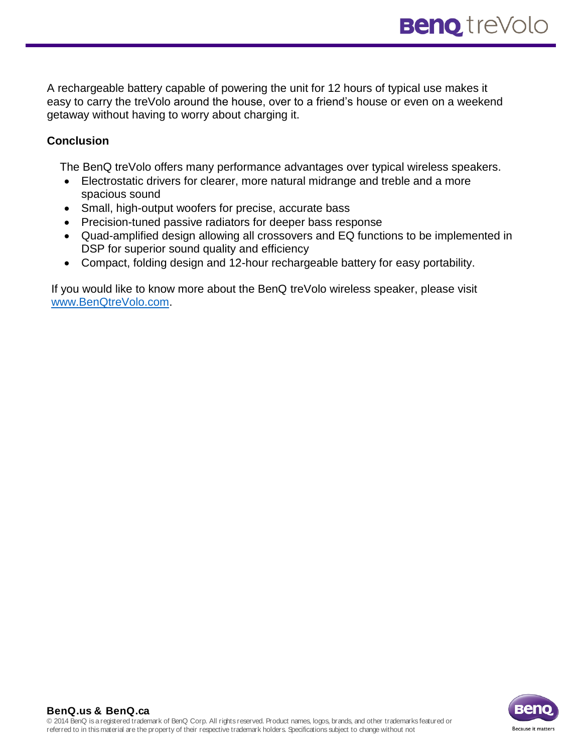A rechargeable battery capable of powering the unit for 12 hours of typical use makes it easy to carry the treVolo around the house, over to a friend's house or even on a weekend getaway without having to worry about charging it.

**Conclusion**

The BenQ treVolo offers many performance advantages over typical wireless speakers.

- Electrostatic drivers for clearer, more natural midrange and treble and a more spacious sound
- Small, high-output woofers for precise, accurate bass
- Precision-tuned passive radiators for deeper bass response
- Quad-amplified design allowing all crossovers and EQ functions to be implemented in DSP for superior sound quality and efficiency
- Compact, folding design and 12-hour rechargeable battery for easy portability.

If you would like to know more about the BenQ treVolo wireless speaker, please visit [www.BenQtreVolo.com](http://www.BenQtreVolo.com).

**BenQ.us & BenQ.ca**

© 2014 BenQ is a registered trademark of BenQ Corp. All rights reserved. Product names, logos, brands, and other trademarks featured or referred to in this material are the property of their respective trademark holders. Specifications subject to change without not